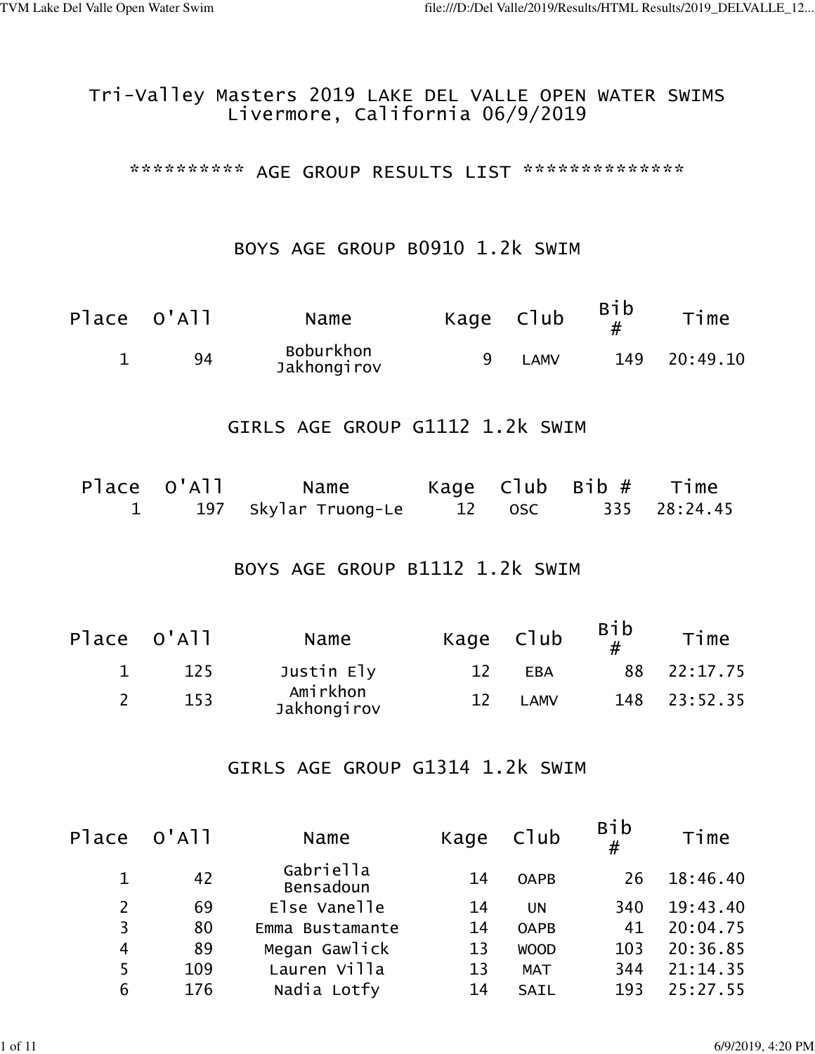# Tri-Valley Masters 2019 LAKE DEL VALLE OPEN WATER SWIMS
Livermore, California 06/9/2019

********** AGE GROUP RESULTS LIST **************

## BOYS AGE GROUP B0910 1.2k SWIM

| Place | O'All | Name | Kage | Club | Bib # | Time |
|---|---|---|---|---|---|---|
| 1 | 94 | Boburkhon Jakhongirov | 9 | LAMV | 149 | 20:49.10 |

## GIRLS AGE GROUP G1112 1.2k SWIM

| Place | O'All | Name | Kage | Club | Bib # | Time |
|---|---|---|---|---|---|---|
| 1 | 197 | Skylar Truong-Le | 12 | OSC | 335 | 28:24.45 |

## BOYS AGE GROUP B1112 1.2k SWIM

| Place | O'All | Name | Kage | Club | Bib # | Time |
|---|---|---|---|---|---|---|
| 1 | 125 | Justin Ely | 12 | EBA | 88 | 22:17.75 |
| 2 | 153 | Amirkhon Jakhongirov | 12 | LAMV | 148 | 23:52.35 |

## GIRLS AGE GROUP G1314 1.2k SWIM

| Place | O'All | Name | Kage | Club | Bib # | Time |
|---|---|---|---|---|---|---|
| 1 | 42 | Gabriella Bensadoun | 14 | OAPB | 26 | 18:46.40 |
| 2 | 69 | Else Vanelle | 14 | UN | 340 | 19:43.40 |
| 3 | 80 | Emma Bustamante | 14 | OAPB | 41 | 20:04.75 |
| 4 | 89 | Megan Gawlick | 13 | WOOD | 103 | 20:36.85 |
| 5 | 109 | Lauren Villa | 13 | MAT | 344 | 21:14.35 |
| 6 | 176 | Nadia Lotfy | 14 | SAIL | 193 | 25:27.55 |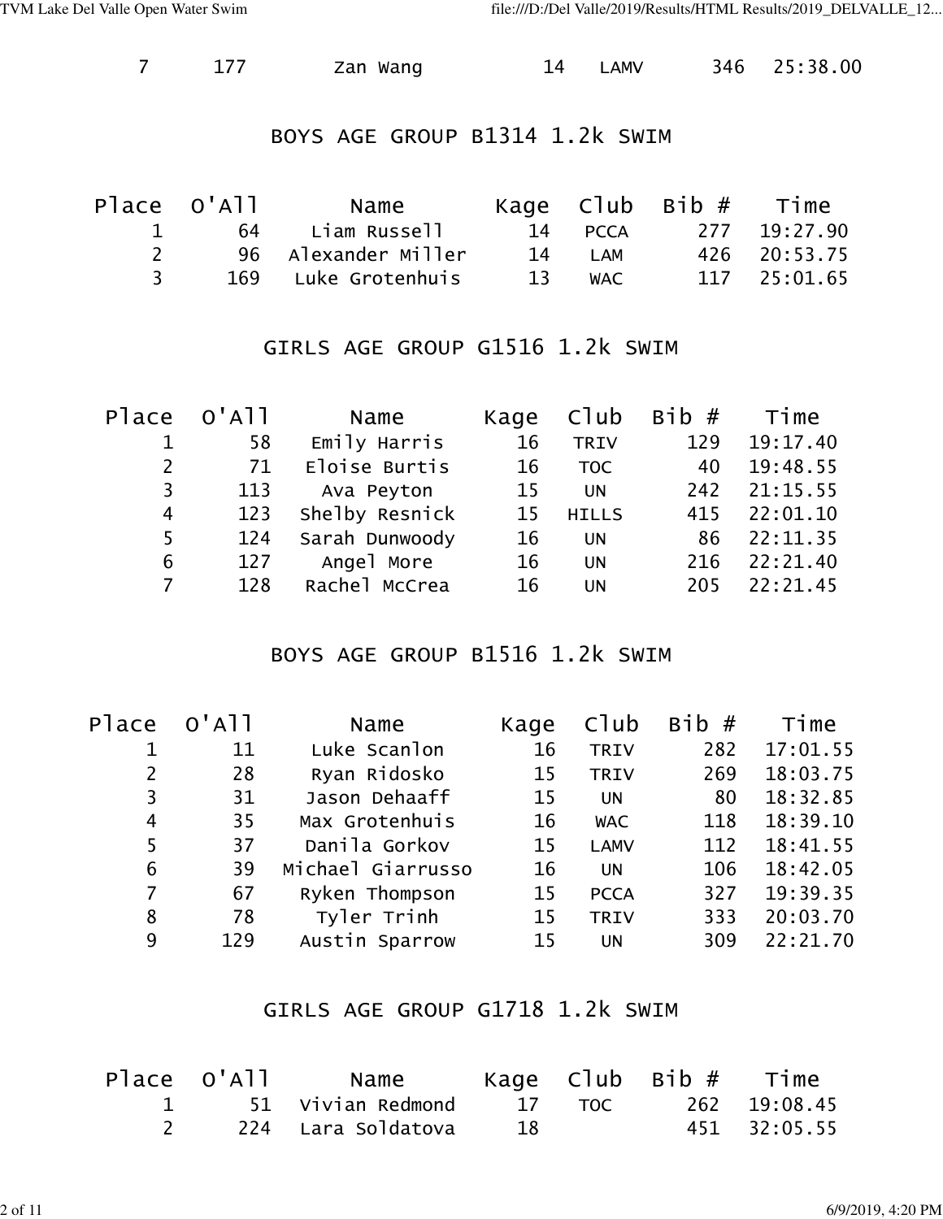| 7 | 177 | Zan Wang | 14 | LAMV | 346 | 25:38.00 |
|---|---|---|---|---|---|---|

## BOYS AGE GROUP B1314 1.2k SWIM

| Place | O'All | Name | Kage | Club | Bib # | Time |
|---|---|---|---|---|---|---|
| 1 | 64 | Liam Russell | 14 | PCCA | 277 | 19:27.90 |
| 2 | 96 | Alexander Miller | 14 | LAM | 426 | 20:53.75 |
| 3 | 169 | Luke Grotenhuis | 13 | WAC | 117 | 25:01.65 |

## GIRLS AGE GROUP G1516 1.2k SWIM

| Place | O'All | Name | Kage | Club | Bib # | Time |
|---|---|---|---|---|---|---|
| 1 | 58 | Emily Harris | 16 | TRIV | 129 | 19:17.40 |
| 2 | 71 | Eloise Burtis | 16 | TOC | 40 | 19:48.55 |
| 3 | 113 | Ava Peyton | 15 | UN | 242 | 21:15.55 |
| 4 | 123 | Shelby Resnick | 15 | HILLS | 415 | 22:01.10 |
| 5 | 124 | Sarah Dunwoody | 16 | UN | 86 | 22:11.35 |
| 6 | 127 | Angel More | 16 | UN | 216 | 22:21.40 |
| 7 | 128 | Rachel McCrea | 16 | UN | 205 | 22:21.45 |

## BOYS AGE GROUP B1516 1.2k SWIM

| Place | O'All | Name | Kage | Club | Bib # | Time |
|---|---|---|---|---|---|---|
| 1 | 11 | Luke Scanlon | 16 | TRIV | 282 | 17:01.55 |
| 2 | 28 | Ryan Ridosko | 15 | TRIV | 269 | 18:03.75 |
| 3 | 31 | Jason Dehaaff | 15 | UN | 80 | 18:32.85 |
| 4 | 35 | Max Grotenhuis | 16 | WAC | 118 | 18:39.10 |
| 5 | 37 | Danila Gorkov | 15 | LAMV | 112 | 18:41.55 |
| 6 | 39 | Michael Giarrusso | 16 | UN | 106 | 18:42.05 |
| 7 | 67 | Ryken Thompson | 15 | PCCA | 327 | 19:39.35 |
| 8 | 78 | Tyler Trinh | 15 | TRIV | 333 | 20:03.70 |
| 9 | 129 | Austin Sparrow | 15 | UN | 309 | 22:21.70 |

## GIRLS AGE GROUP G1718 1.2k SWIM

| Place | O'All | Name | Kage | Club | Bib # | Time |
|---|---|---|---|---|---|---|
| 1 | 51 | Vivian Redmond | 17 | TOC | 262 | 19:08.45 |
| 2 | 224 | Lara Soldatova | 18 | | 451 | 32:05.55 |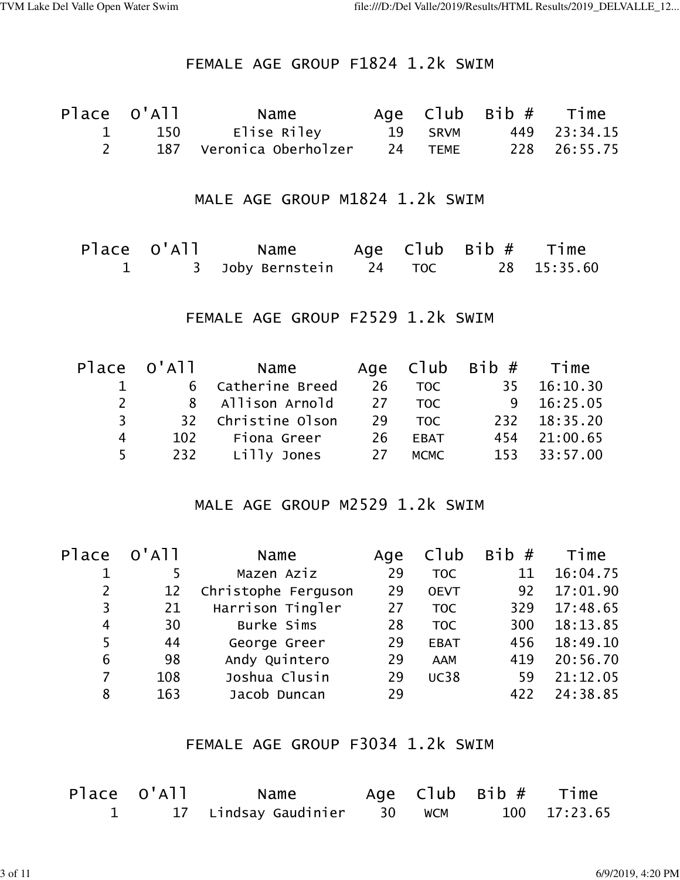## FEMALE AGE GROUP F1824 1.2k SWIM

| Place | O'All | Name | Age | Club | Bib # | Time |
|---|---|---|---|---|---|---|
| 1 | 150 | Elise Riley | 19 | SRVM | 449 | 23:34.15 |
| 2 | 187 | Veronica Oberholzer | 24 | TEME | 228 | 26:55.75 |

## MALE AGE GROUP M1824 1.2k SWIM

| Place | O'All | Name | Age | Club | Bib # | Time |
|---|---|---|---|---|---|---|
| 1 | 3 | Joby Bernstein | 24 | TOC | 28 | 15:35.60 |

## FEMALE AGE GROUP F2529 1.2k SWIM

| Place | O'All | Name | Age | Club | Bib # | Time |
|---|---|---|---|---|---|---|
| 1 | 6 | Catherine Breed | 26 | TOC | 35 | 16:10.30 |
| 2 | 8 | Allison Arnold | 27 | TOC | 9 | 16:25.05 |
| 3 | 32 | Christine Olson | 29 | TOC | 232 | 18:35.20 |
| 4 | 102 | Fiona Greer | 26 | EBAT | 454 | 21:00.65 |
| 5 | 232 | Lilly Jones | 27 | MCMC | 153 | 33:57.00 |

## MALE AGE GROUP M2529 1.2k SWIM

| Place | O'All | Name | Age | Club | Bib # | Time |
|---|---|---|---|---|---|---|
| 1 | 5 | Mazen Aziz | 29 | TOC | 11 | 16:04.75 |
| 2 | 12 | Christophe Ferguson | 29 | OEVT | 92 | 17:01.90 |
| 3 | 21 | Harrison Tingler | 27 | TOC | 329 | 17:48.65 |
| 4 | 30 | Burke Sims | 28 | TOC | 300 | 18:13.85 |
| 5 | 44 | George Greer | 29 | EBAT | 456 | 18:49.10 |
| 6 | 98 | Andy Quintero | 29 | AAM | 419 | 20:56.70 |
| 7 | 108 | Joshua Clusin | 29 | UC38 | 59 | 21:12.05 |
| 8 | 163 | Jacob Duncan | 29 | | 422 | 24:38.85 |

## FEMALE AGE GROUP F3034 1.2k SWIM

| Place | O'All | Name | Age | Club | Bib # | Time |
|---|---|---|---|---|---|---|
| 1 | 17 | Lindsay Gaudinier | 30 | WCM | 100 | 17:23.65 |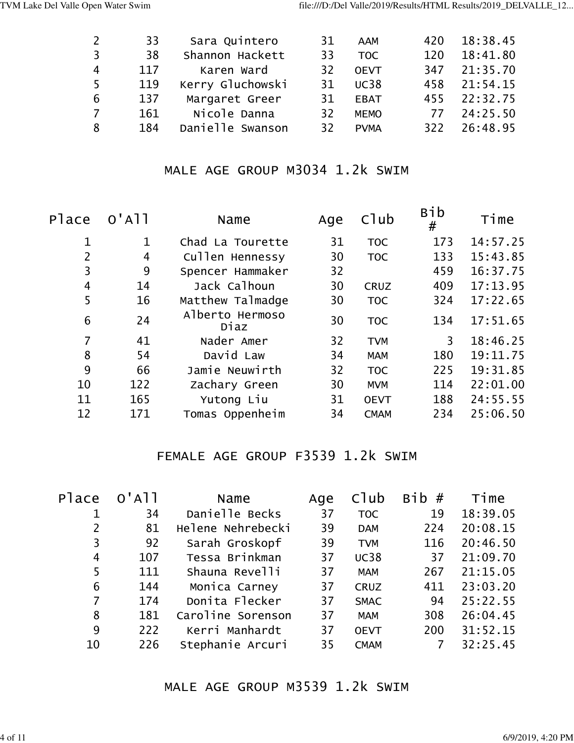| Place | O'All | Name | Age | Club | Bib # | Time |
|---|---|---|---|---|---|---|
| 2 | 33 | Sara Quintero | 31 | AAM | 420 | 18:38.45 |
| 3 | 38 | Shannon Hackett | 33 | TOC | 120 | 18:41.80 |
| 4 | 117 | Karen Ward | 32 | OEVT | 347 | 21:35.70 |
| 5 | 119 | Kerry Gluchowski | 31 | UC38 | 458 | 21:54.15 |
| 6 | 137 | Margaret Greer | 31 | EBAT | 455 | 22:32.75 |
| 7 | 161 | Nicole Danna | 32 | MEMO | 77 | 24:25.50 |
| 8 | 184 | Danielle Swanson | 32 | PVMA | 322 | 26:48.95 |

## MALE AGE GROUP M3034 1.2k SWIM

| Place | O'All | Name | Age | Club | Bib # | Time |
|---|---|---|---|---|---|---|
| 1 | 1 | Chad La Tourette | 31 | TOC | 173 | 14:57.25 |
| 2 | 4 | Cullen Hennessy | 30 | TOC | 133 | 15:43.85 |
| 3 | 9 | Spencer Hammaker | 32 | | 459 | 16:37.75 |
| 4 | 14 | Jack Calhoun | 30 | CRUZ | 409 | 17:13.95 |
| 5 | 16 | Matthew Talmadge | 30 | TOC | 324 | 17:22.65 |
| 6 | 24 | Alberto Hermoso Diaz | 30 | TOC | 134 | 17:51.65 |
| 7 | 41 | Nader Amer | 32 | TVM | 3 | 18:46.25 |
| 8 | 54 | David Law | 34 | MAM | 180 | 19:11.75 |
| 9 | 66 | Jamie Neuwirth | 32 | TOC | 225 | 19:31.85 |
| 10 | 122 | Zachary Green | 30 | MVM | 114 | 22:01.00 |
| 11 | 165 | Yutong Liu | 31 | OEVT | 188 | 24:55.55 |
| 12 | 171 | Tomas Oppenheim | 34 | CMAM | 234 | 25:06.50 |

## FEMALE AGE GROUP F3539 1.2k SWIM

| Place | O'All | Name | Age | Club | Bib # | Time |
|---|---|---|---|---|---|---|
| 1 | 34 | Danielle Becks | 37 | TOC | 19 | 18:39.05 |
| 2 | 81 | Helene Nehrebecki | 39 | DAM | 224 | 20:08.15 |
| 3 | 92 | Sarah Groskopf | 39 | TVM | 116 | 20:46.50 |
| 4 | 107 | Tessa Brinkman | 37 | UC38 | 37 | 21:09.70 |
| 5 | 111 | Shauna Revelli | 37 | MAM | 267 | 21:15.05 |
| 6 | 144 | Monica Carney | 37 | CRUZ | 411 | 23:03.20 |
| 7 | 174 | Donita Flecker | 37 | SMAC | 94 | 25:22.55 |
| 8 | 181 | Caroline Sorenson | 37 | MAM | 308 | 26:04.45 |
| 9 | 222 | Kerri Manhardt | 37 | OEVT | 200 | 31:52.15 |
| 10 | 226 | Stephanie Arcuri | 35 | CMAM | 7 | 32:25.45 |

## MALE AGE GROUP M3539 1.2k SWIM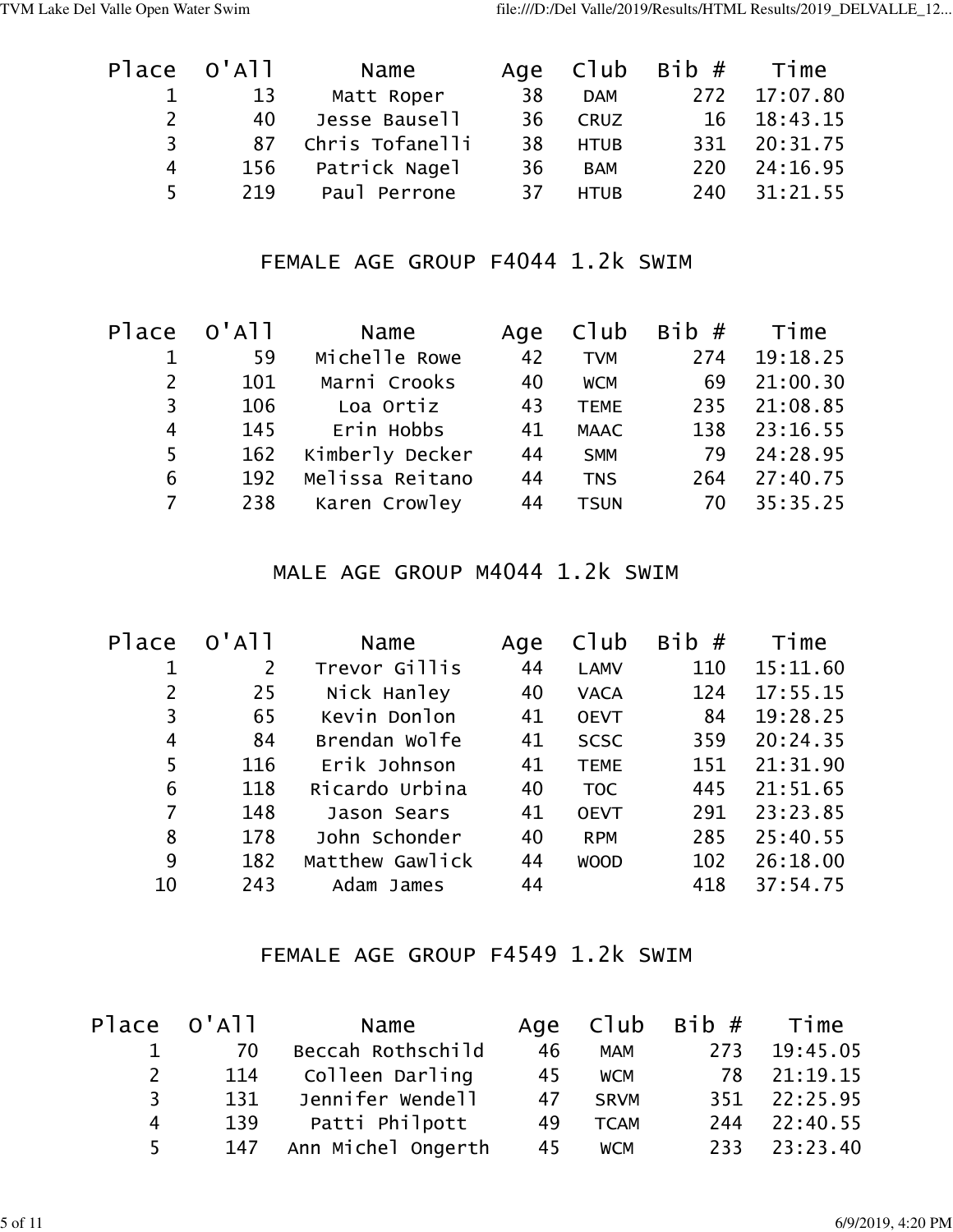| Place | O'All | Name | Age | Club | Bib # | Time |
|---|---|---|---|---|---|---|
| 1 | 13 | Matt Roper | 38 | DAM | 272 | 17:07.80 |
| 2 | 40 | Jesse Bausell | 36 | CRUZ | 16 | 18:43.15 |
| 3 | 87 | Chris Tofanelli | 38 | HTUB | 331 | 20:31.75 |
| 4 | 156 | Patrick Nagel | 36 | BAM | 220 | 24:16.95 |
| 5 | 219 | Paul Perrone | 37 | HTUB | 240 | 31:21.55 |

## FEMALE AGE GROUP F4044 1.2k SWIM

| Place | O'All | Name | Age | Club | Bib # | Time |
|---|---|---|---|---|---|---|
| 1 | 59 | Michelle Rowe | 42 | TVM | 274 | 19:18.25 |
| 2 | 101 | Marni Crooks | 40 | WCM | 69 | 21:00.30 |
| 3 | 106 | Loa Ortiz | 43 | TEME | 235 | 21:08.85 |
| 4 | 145 | Erin Hobbs | 41 | MAAC | 138 | 23:16.55 |
| 5 | 162 | Kimberly Decker | 44 | SMM | 79 | 24:28.95 |
| 6 | 192 | Melissa Reitano | 44 | TNS | 264 | 27:40.75 |
| 7 | 238 | Karen Crowley | 44 | TSUN | 70 | 35:35.25 |

## MALE AGE GROUP M4044 1.2k SWIM

| Place | O'All | Name | Age | Club | Bib # | Time |
|---|---|---|---|---|---|---|
| 1 | 2 | Trevor Gillis | 44 | LAMV | 110 | 15:11.60 |
| 2 | 25 | Nick Hanley | 40 | VACA | 124 | 17:55.15 |
| 3 | 65 | Kevin Donlon | 41 | OEVT | 84 | 19:28.25 |
| 4 | 84 | Brendan Wolfe | 41 | SCSC | 359 | 20:24.35 |
| 5 | 116 | Erik Johnson | 41 | TEME | 151 | 21:31.90 |
| 6 | 118 | Ricardo Urbina | 40 | TOC | 445 | 21:51.65 |
| 7 | 148 | Jason Sears | 41 | OEVT | 291 | 23:23.85 |
| 8 | 178 | John Schonder | 40 | RPM | 285 | 25:40.55 |
| 9 | 182 | Matthew Gawlick | 44 | WOOD | 102 | 26:18.00 |
| 10 | 243 | Adam James | 44 | | 418 | 37:54.75 |

## FEMALE AGE GROUP F4549 1.2k SWIM

| Place | O'All | Name | Age | Club | Bib # | Time |
|---|---|---|---|---|---|---|
| 1 | 70 | Beccah Rothschild | 46 | MAM | 273 | 19:45.05 |
| 2 | 114 | Colleen Darling | 45 | WCM | 78 | 21:19.15 |
| 3 | 131 | Jennifer Wendell | 47 | SRVM | 351 | 22:25.95 |
| 4 | 139 | Patti Philpott | 49 | TCAM | 244 | 22:40.55 |
| 5 | 147 | Ann Michel Ongerth | 45 | WCM | 233 | 23:23.40 |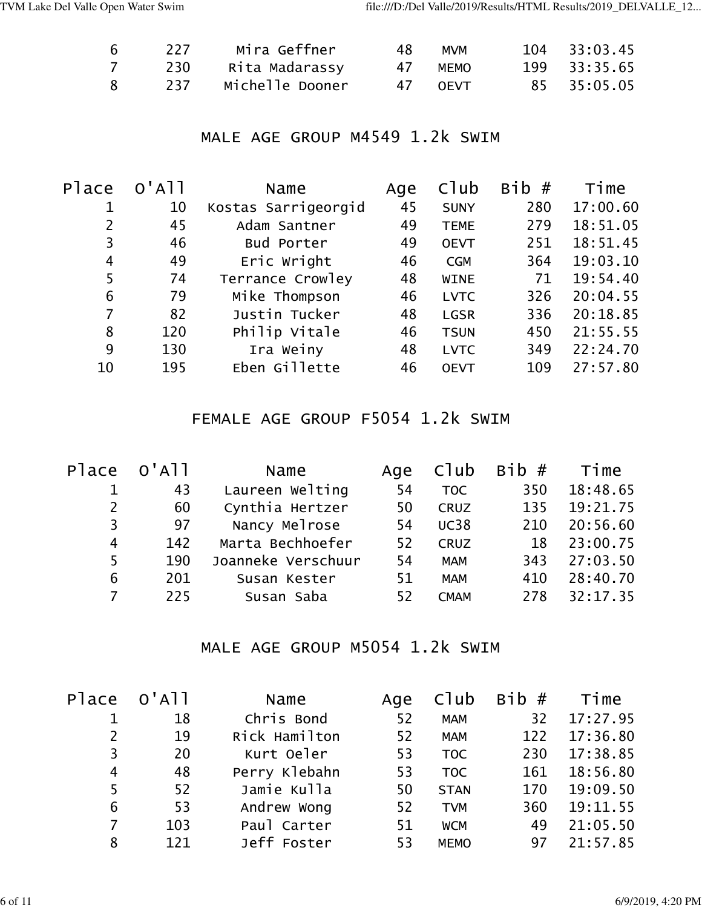| Place | O'All | Name | Age | Club | Bib # | Time |
|---|---|---|---|---|---|---|
| 6 | 227 | Mira Geffner | 48 | MVM | 104 | 33:03.45 |
| 7 | 230 | Rita Madarassy | 47 | MEMO | 199 | 33:35.65 |
| 8 | 237 | Michelle Dooner | 47 | OEVT | 85 | 35:05.05 |

## MALE AGE GROUP M4549 1.2k SWIM

| Place | O'All | Name | Age | Club | Bib # | Time |
|---|---|---|---|---|---|---|
| 1 | 10 | Kostas Sarrigeorgid | 45 | SUNY | 280 | 17:00.60 |
| 2 | 45 | Adam Santner | 49 | TEME | 279 | 18:51.05 |
| 3 | 46 | Bud Porter | 49 | OEVT | 251 | 18:51.45 |
| 4 | 49 | Eric Wright | 46 | CGM | 364 | 19:03.10 |
| 5 | 74 | Terrance Crowley | 48 | WINE | 71 | 19:54.40 |
| 6 | 79 | Mike Thompson | 46 | LVTC | 326 | 20:04.55 |
| 7 | 82 | Justin Tucker | 48 | LGSR | 336 | 20:18.85 |
| 8 | 120 | Philip Vitale | 46 | TSUN | 450 | 21:55.55 |
| 9 | 130 | Ira Weiny | 48 | LVTC | 349 | 22:24.70 |
| 10 | 195 | Eben Gillette | 46 | OEVT | 109 | 27:57.80 |

## FEMALE AGE GROUP F5054 1.2k SWIM

| Place | O'All | Name | Age | Club | Bib # | Time |
|---|---|---|---|---|---|---|
| 1 | 43 | Laureen Welting | 54 | TOC | 350 | 18:48.65 |
| 2 | 60 | Cynthia Hertzer | 50 | CRUZ | 135 | 19:21.75 |
| 3 | 97 | Nancy Melrose | 54 | UC38 | 210 | 20:56.60 |
| 4 | 142 | Marta Bechhoefer | 52 | CRUZ | 18 | 23:00.75 |
| 5 | 190 | Joanneke Verschuur | 54 | MAM | 343 | 27:03.50 |
| 6 | 201 | Susan Kester | 51 | MAM | 410 | 28:40.70 |
| 7 | 225 | Susan Saba | 52 | CMAM | 278 | 32:17.35 |

## MALE AGE GROUP M5054 1.2k SWIM

| Place | O'All | Name | Age | Club | Bib # | Time |
|---|---|---|---|---|---|---|
| 1 | 18 | Chris Bond | 52 | MAM | 32 | 17:27.95 |
| 2 | 19 | Rick Hamilton | 52 | MAM | 122 | 17:36.80 |
| 3 | 20 | Kurt Oeler | 53 | TOC | 230 | 17:38.85 |
| 4 | 48 | Perry Klebahn | 53 | TOC | 161 | 18:56.80 |
| 5 | 52 | Jamie Kulla | 50 | STAN | 170 | 19:09.50 |
| 6 | 53 | Andrew Wong | 52 | TVM | 360 | 19:11.55 |
| 7 | 103 | Paul Carter | 51 | WCM | 49 | 21:05.50 |
| 8 | 121 | Jeff Foster | 53 | MEMO | 97 | 21:57.85 |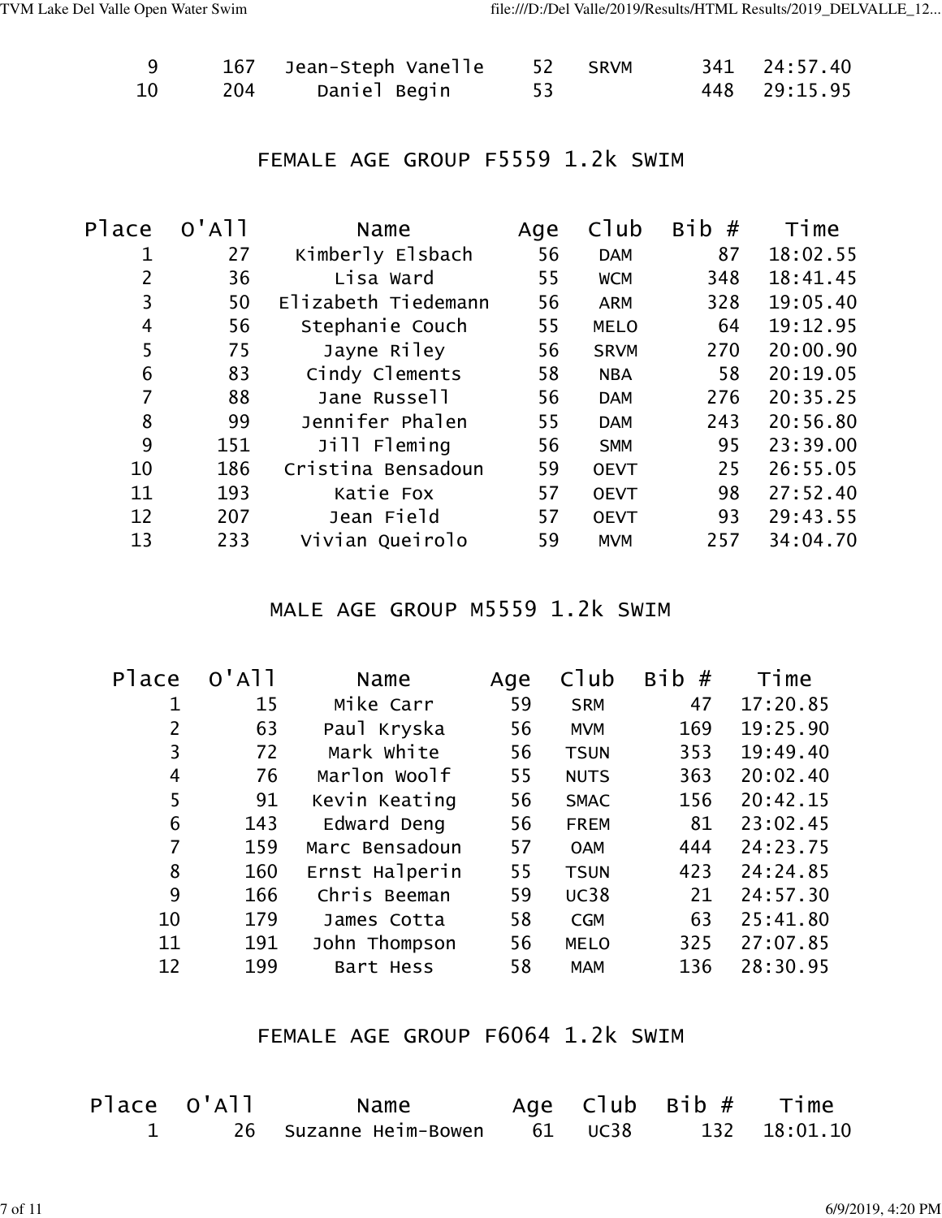| | | | | | | |
|---|---|---|---|---|---|---|
| 9 | 167 | Jean-Steph Vanelle | 52 | SRVM | 341 | 24:57.40 |
| 10 | 204 | Daniel Begin | 53 | | 448 | 29:15.95 |

## FEMALE AGE GROUP F5559 1.2k SWIM

| Place | O'All | Name | Age | Club | Bib # | Time |
|---|---|---|---|---|---|---|
| 1 | 27 | Kimberly Elsbach | 56 | DAM | 87 | 18:02.55 |
| 2 | 36 | Lisa Ward | 55 | WCM | 348 | 18:41.45 |
| 3 | 50 | Elizabeth Tiedemann | 56 | ARM | 328 | 19:05.40 |
| 4 | 56 | Stephanie Couch | 55 | MELO | 64 | 19:12.95 |
| 5 | 75 | Jayne Riley | 56 | SRVM | 270 | 20:00.90 |
| 6 | 83 | Cindy Clements | 58 | NBA | 58 | 20:19.05 |
| 7 | 88 | Jane Russell | 56 | DAM | 276 | 20:35.25 |
| 8 | 99 | Jennifer Phalen | 55 | DAM | 243 | 20:56.80 |
| 9 | 151 | Jill Fleming | 56 | SMM | 95 | 23:39.00 |
| 10 | 186 | Cristina Bensadoun | 59 | OEVT | 25 | 26:55.05 |
| 11 | 193 | Katie Fox | 57 | OEVT | 98 | 27:52.40 |
| 12 | 207 | Jean Field | 57 | OEVT | 93 | 29:43.55 |
| 13 | 233 | Vivian Queirolo | 59 | MVM | 257 | 34:04.70 |

## MALE AGE GROUP M5559 1.2k SWIM

| Place | O'All | Name | Age | Club | Bib # | Time |
|---|---|---|---|---|---|---|
| 1 | 15 | Mike Carr | 59 | SRM | 47 | 17:20.85 |
| 2 | 63 | Paul Kryska | 56 | MVM | 169 | 19:25.90 |
| 3 | 72 | Mark White | 56 | TSUN | 353 | 19:49.40 |
| 4 | 76 | Marlon Woolf | 55 | NUTS | 363 | 20:02.40 |
| 5 | 91 | Kevin Keating | 56 | SMAC | 156 | 20:42.15 |
| 6 | 143 | Edward Deng | 56 | FREM | 81 | 23:02.45 |
| 7 | 159 | Marc Bensadoun | 57 | OAM | 444 | 24:23.75 |
| 8 | 160 | Ernst Halperin | 55 | TSUN | 423 | 24:24.85 |
| 9 | 166 | Chris Beeman | 59 | UC38 | 21 | 24:57.30 |
| 10 | 179 | James Cotta | 58 | CGM | 63 | 25:41.80 |
| 11 | 191 | John Thompson | 56 | MELO | 325 | 27:07.85 |
| 12 | 199 | Bart Hess | 58 | MAM | 136 | 28:30.95 |

## FEMALE AGE GROUP F6064 1.2k SWIM

| Place | O'All | Name | Age | Club | Bib # | Time |
|---|---|---|---|---|---|---|
| 1 | 26 | Suzanne Heim-Bowen | 61 | UC38 | 132 | 18:01.10 |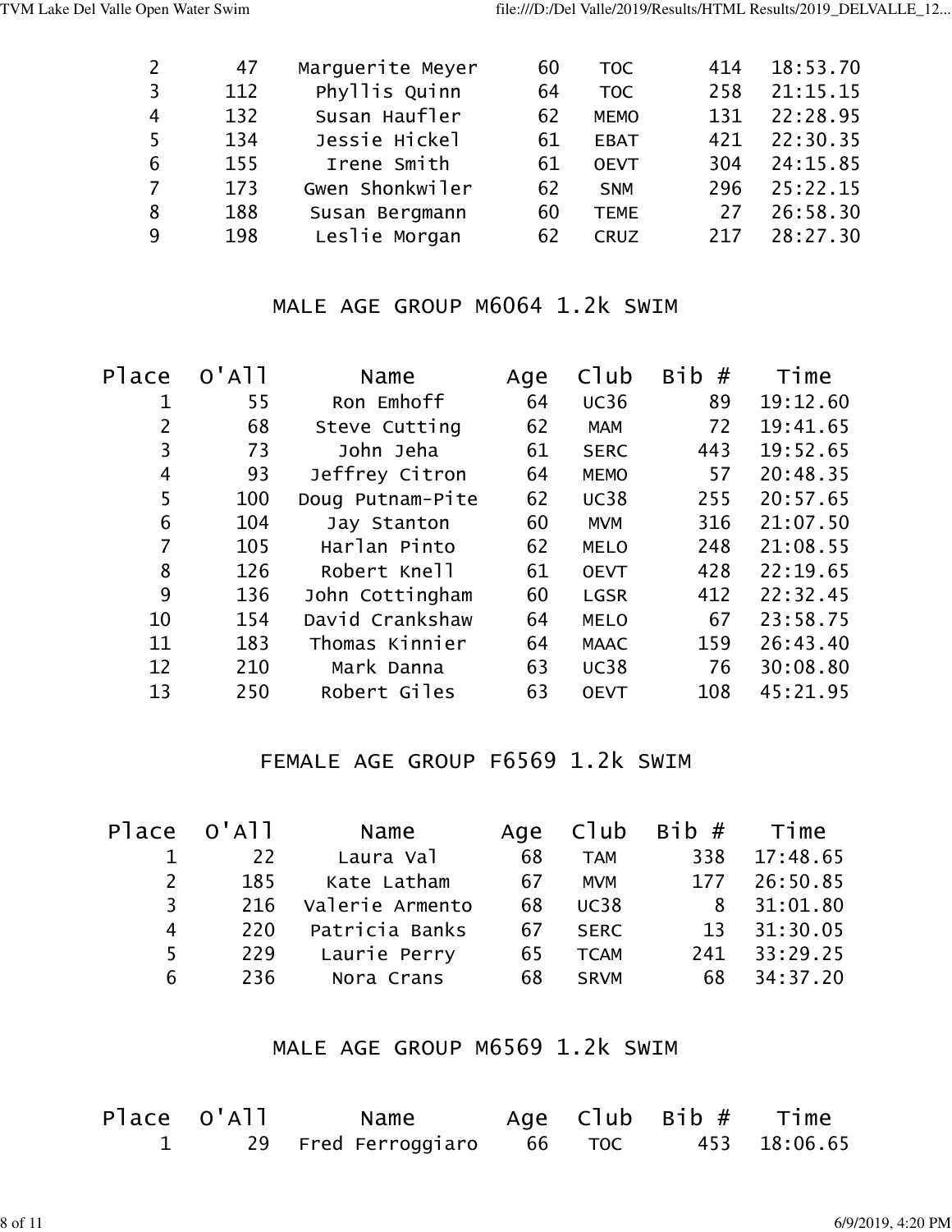| Place | O'All | Name | Age | Club | Bib # | Time |
|---|---|---|---|---|---|---|
| 2 | 47 | Marguerite Meyer | 60 | TOC | 414 | 18:53.70 |
| 3 | 112 | Phyllis Quinn | 64 | TOC | 258 | 21:15.15 |
| 4 | 132 | Susan Haufler | 62 | MEMO | 131 | 22:28.95 |
| 5 | 134 | Jessie Hickel | 61 | EBAT | 421 | 22:30.35 |
| 6 | 155 | Irene Smith | 61 | OEVT | 304 | 24:15.85 |
| 7 | 173 | Gwen Shonkwiler | 62 | SNM | 296 | 25:22.15 |
| 8 | 188 | Susan Bergmann | 60 | TEME | 27 | 26:58.30 |
| 9 | 198 | Leslie Morgan | 62 | CRUZ | 217 | 28:27.30 |

## MALE AGE GROUP M6064 1.2k SWIM

| Place | O'All | Name | Age | Club | Bib # | Time |
|---|---|---|---|---|---|---|
| 1 | 55 | Ron Emhoff | 64 | UC36 | 89 | 19:12.60 |
| 2 | 68 | Steve Cutting | 62 | MAM | 72 | 19:41.65 |
| 3 | 73 | John Jeha | 61 | SERC | 443 | 19:52.65 |
| 4 | 93 | Jeffrey Citron | 64 | MEMO | 57 | 20:48.35 |
| 5 | 100 | Doug Putnam-Pite | 62 | UC38 | 255 | 20:57.65 |
| 6 | 104 | Jay Stanton | 60 | MVM | 316 | 21:07.50 |
| 7 | 105 | Harlan Pinto | 62 | MELO | 248 | 21:08.55 |
| 8 | 126 | Robert Knell | 61 | OEVT | 428 | 22:19.65 |
| 9 | 136 | John Cottingham | 60 | LGSR | 412 | 22:32.45 |
| 10 | 154 | David Crankshaw | 64 | MELO | 67 | 23:58.75 |
| 11 | 183 | Thomas Kinnier | 64 | MAAC | 159 | 26:43.40 |
| 12 | 210 | Mark Danna | 63 | UC38 | 76 | 30:08.80 |
| 13 | 250 | Robert Giles | 63 | OEVT | 108 | 45:21.95 |

## FEMALE AGE GROUP F6569 1.2k SWIM

| Place | O'All | Name | Age | Club | Bib # | Time |
|---|---|---|---|---|---|---|
| 1 | 22 | Laura Val | 68 | TAM | 338 | 17:48.65 |
| 2 | 185 | Kate Latham | 67 | MVM | 177 | 26:50.85 |
| 3 | 216 | Valerie Armento | 68 | UC38 | 8 | 31:01.80 |
| 4 | 220 | Patricia Banks | 67 | SERC | 13 | 31:30.05 |
| 5 | 229 | Laurie Perry | 65 | TCAM | 241 | 33:29.25 |
| 6 | 236 | Nora Crans | 68 | SRVM | 68 | 34:37.20 |

## MALE AGE GROUP M6569 1.2k SWIM

| Place | O'All | Name | Age | Club | Bib # | Time |
|---|---|---|---|---|---|---|
| 1 | 29 | Fred Ferroggiaro | 66 | TOC | 453 | 18:06.65 |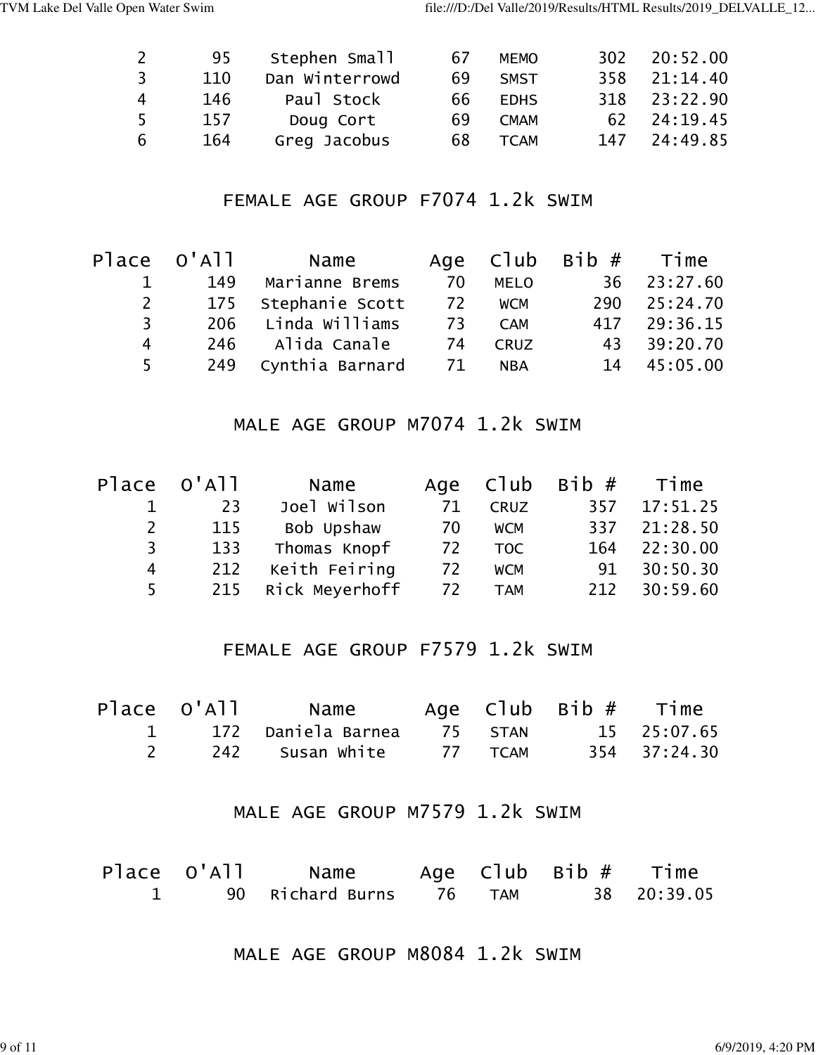| Place | O'All | Name | Age | Club | Bib # | Time |
|---|---|---|---|---|---|---|
| 2 | 95 | Stephen Small | 67 | MEMO | 302 | 20:52.00 |
| 3 | 110 | Dan Winterrowd | 69 | SMST | 358 | 21:14.40 |
| 4 | 146 | Paul Stock | 66 | EDHS | 318 | 23:22.90 |
| 5 | 157 | Doug Cort | 69 | CMAM | 62 | 24:19.45 |
| 6 | 164 | Greg Jacobus | 68 | TCAM | 147 | 24:49.85 |

## FEMALE AGE GROUP F7074 1.2k SWIM

| Place | O'All | Name | Age | Club | Bib # | Time |
|---|---|---|---|---|---|---|
| 1 | 149 | Marianne Brems | 70 | MELO | 36 | 23:27.60 |
| 2 | 175 | Stephanie Scott | 72 | WCM | 290 | 25:24.70 |
| 3 | 206 | Linda Williams | 73 | CAM | 417 | 29:36.15 |
| 4 | 246 | Alida Canale | 74 | CRUZ | 43 | 39:20.70 |
| 5 | 249 | Cynthia Barnard | 71 | NBA | 14 | 45:05.00 |

## MALE AGE GROUP M7074 1.2k SWIM

| Place | O'All | Name | Age | Club | Bib # | Time |
|---|---|---|---|---|---|---|
| 1 | 23 | Joel Wilson | 71 | CRUZ | 357 | 17:51.25 |
| 2 | 115 | Bob Upshaw | 70 | WCM | 337 | 21:28.50 |
| 3 | 133 | Thomas Knopf | 72 | TOC | 164 | 22:30.00 |
| 4 | 212 | Keith Feiring | 72 | WCM | 91 | 30:50.30 |
| 5 | 215 | Rick Meyerhoff | 72 | TAM | 212 | 30:59.60 |

## FEMALE AGE GROUP F7579 1.2k SWIM

| Place | O'All | Name | Age | Club | Bib # | Time |
|---|---|---|---|---|---|---|
| 1 | 172 | Daniela Barnea | 75 | STAN | 15 | 25:07.65 |
| 2 | 242 | Susan White | 77 | TCAM | 354 | 37:24.30 |

## MALE AGE GROUP M7579 1.2k SWIM

| Place | O'All | Name | Age | Club | Bib # | Time |
|---|---|---|---|---|---|---|
| 1 | 90 | Richard Burns | 76 | TAM | 38 | 20:39.05 |

## MALE AGE GROUP M8084 1.2k SWIM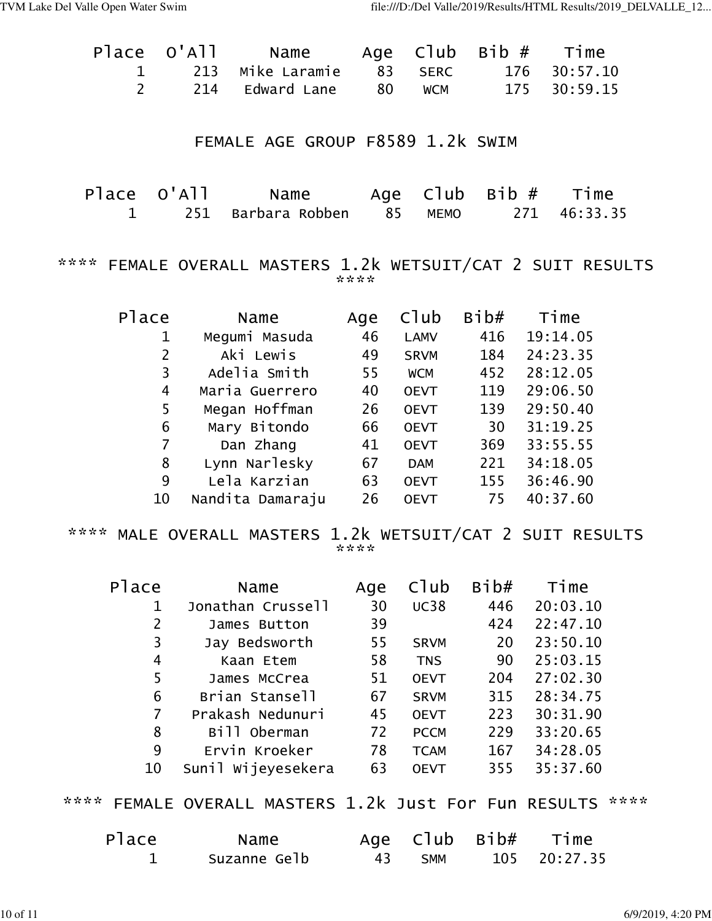| Place | O'All | Name | Age | Club | Bib # | Time |
|---|---|---|---|---|---|---|
| 1 | 213 | Mike Laramie | 83 | SERC | 176 | 30:57.10 |
| 2 | 214 | Edward Lane | 80 | WCM | 175 | 30:59.15 |

## FEMALE AGE GROUP F8589 1.2k SWIM

| Place | O'All | Name | Age | Club | Bib # | Time |
|---|---|---|---|---|---|---|
| 1 | 251 | Barbara Robben | 85 | MEMO | 271 | 46:33.35 |

## **** FEMALE OVERALL MASTERS 1.2k WETSUIT/CAT 2 SUIT RESULTS ****

| Place | Name | Age | Club | Bib# | Time |
|---|---|---|---|---|---|
| 1 | Megumi Masuda | 46 | LAMV | 416 | 19:14.05 |
| 2 | Aki Lewis | 49 | SRVM | 184 | 24:23.35 |
| 3 | Adelia Smith | 55 | WCM | 452 | 28:12.05 |
| 4 | Maria Guerrero | 40 | OEVT | 119 | 29:06.50 |
| 5 | Megan Hoffman | 26 | OEVT | 139 | 29:50.40 |
| 6 | Mary Bitondo | 66 | OEVT | 30 | 31:19.25 |
| 7 | Dan Zhang | 41 | OEVT | 369 | 33:55.55 |
| 8 | Lynn Narlesky | 67 | DAM | 221 | 34:18.05 |
| 9 | Lela Karzian | 63 | OEVT | 155 | 36:46.90 |
| 10 | Nandita Damaraju | 26 | OEVT | 75 | 40:37.60 |

## **** MALE OVERALL MASTERS 1.2k WETSUIT/CAT 2 SUIT RESULTS ****

| Place | Name | Age | Club | Bib# | Time |
|---|---|---|---|---|---|
| 1 | Jonathan Crussell | 30 | UC38 | 446 | 20:03.10 |
| 2 | James Button | 39 | | 424 | 22:47.10 |
| 3 | Jay Bedsworth | 55 | SRVM | 20 | 23:50.10 |
| 4 | Kaan Etem | 58 | TNS | 90 | 25:03.15 |
| 5 | James McCrea | 51 | OEVT | 204 | 27:02.30 |
| 6 | Brian Stansell | 67 | SRVM | 315 | 28:34.75 |
| 7 | Prakash Nedunuri | 45 | OEVT | 223 | 30:31.90 |
| 8 | Bill Oberman | 72 | PCCM | 229 | 33:20.65 |
| 9 | Ervin Kroeker | 78 | TCAM | 167 | 34:28.05 |
| 10 | Sunil Wijeyesekera | 63 | OEVT | 355 | 35:37.60 |

## **** FEMALE OVERALL MASTERS 1.2k Just For Fun RESULTS ****

| Place | Name | Age | Club | Bib# | Time |
|---|---|---|---|---|---|
| 1 | Suzanne Gelb | 43 | SMM | 105 | 20:27.35 |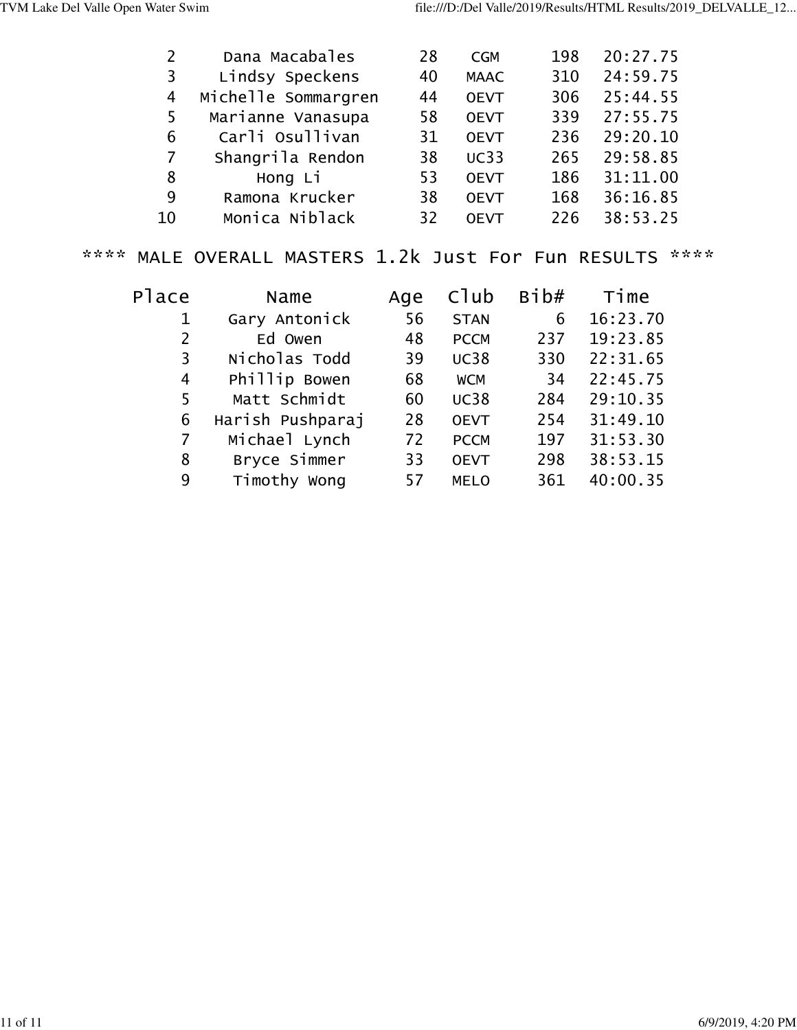| | | | | | |
|---|---|---|---|---|---|
| 2 | Dana Macabales | 28 | CGM | 198 | 20:27.75 |
| 3 | Lindsy Speckens | 40 | MAAC | 310 | 24:59.75 |
| 4 | Michelle Sommargren | 44 | OEVT | 306 | 25:44.55 |
| 5 | Marianne Vanasupa | 58 | OEVT | 339 | 27:55.75 |
| 6 | Carli Osullivan | 31 | OEVT | 236 | 29:20.10 |
| 7 | Shangrila Rendon | 38 | UC33 | 265 | 29:58.85 |
| 8 | Hong Li | 53 | OEVT | 186 | 31:11.00 |
| 9 | Ramona Krucker | 38 | OEVT | 168 | 36:16.85 |
| 10 | Monica Niblack | 32 | OEVT | 226 | 38:53.25 |

**** MALE OVERALL MASTERS 1.2k Just For Fun RESULTS ****

| Place | Name | Age | Club | Bib# | Time |
|---|---|---|---|---|---|
| 1 | Gary Antonick | 56 | STAN | 6 | 16:23.70 |
| 2 | Ed Owen | 48 | PCCM | 237 | 19:23.85 |
| 3 | Nicholas Todd | 39 | UC38 | 330 | 22:31.65 |
| 4 | Phillip Bowen | 68 | WCM | 34 | 22:45.75 |
| 5 | Matt Schmidt | 60 | UC38 | 284 | 29:10.35 |
| 6 | Harish Pushparaj | 28 | OEVT | 254 | 31:49.10 |
| 7 | Michael Lynch | 72 | PCCM | 197 | 31:53.30 |
| 8 | Bryce Simmer | 33 | OEVT | 298 | 38:53.15 |
| 9 | Timothy Wong | 57 | MELO | 361 | 40:00.35 |